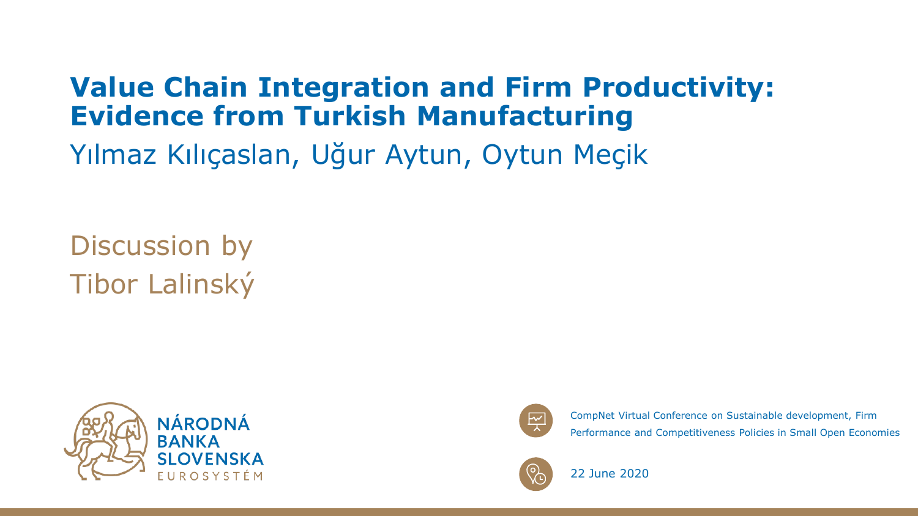# Value Chain Integration and Firm Productivity: Evidence from Turkish Manufacturing

Yılmaz Kılıçaslan, Uğur Aytun, Oytun Meçik

Discussion by
Tibor Lalinský

NÁRODNÁ BANKA SLOVENSKA
EUROSYSTÉM

CompNet Virtual Conference on Sustainable development, Firm Performance and Competitiveness Policies in Small Open Economies

22 June 2020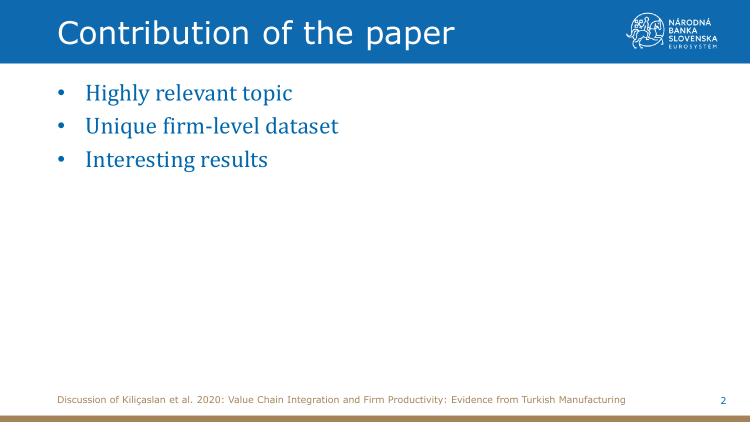# Contribution of the paper

- Highly relevant topic
- Unique firm-level dataset
- Interesting results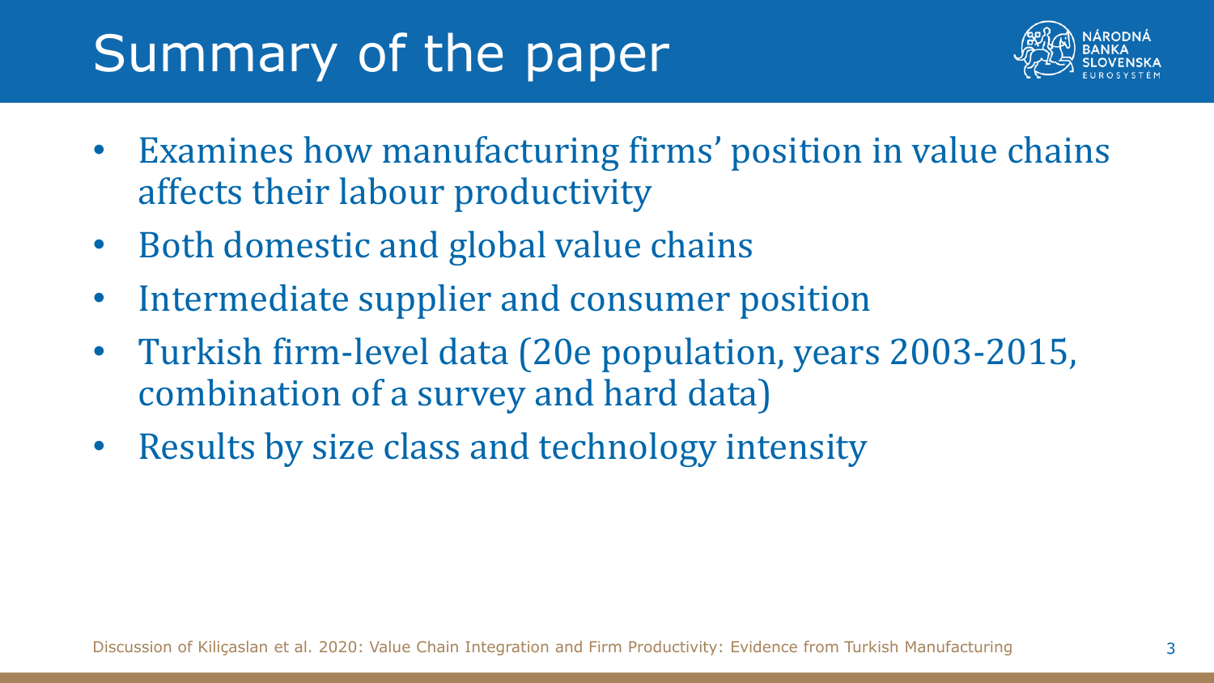# Summary of the paper

- Examines how manufacturing firms' position in value chains affects their labour productivity
- Both domestic and global value chains
- Intermediate supplier and consumer position
- Turkish firm-level data (20e population, years 2003-2015, combination of a survey and hard data)
- Results by size class and technology intensity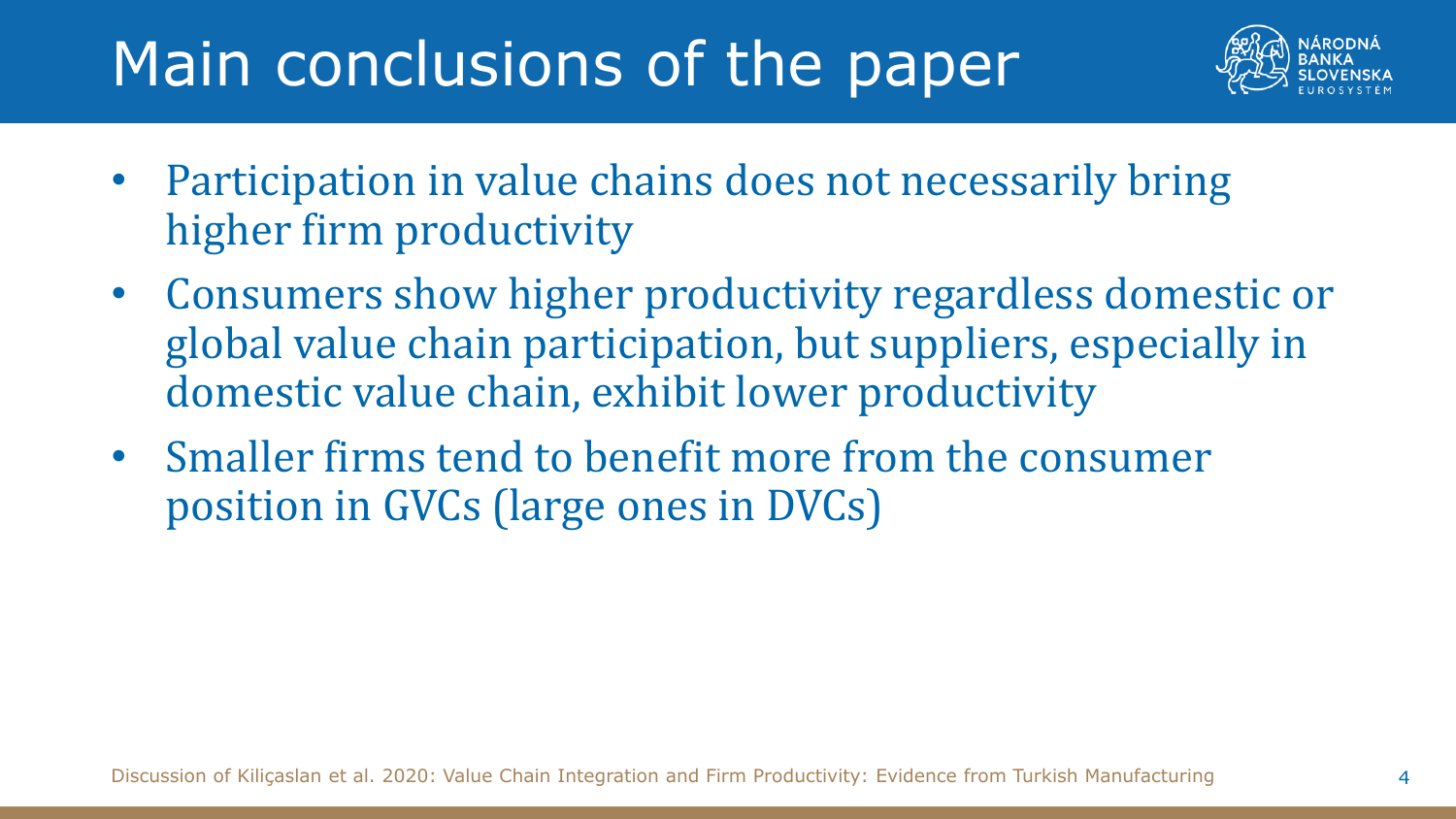# Main conclusions of the paper

- Participation in value chains does not necessarily bring higher firm productivity
- Consumers show higher productivity regardless domestic or global value chain participation, but suppliers, especially in domestic value chain, exhibit lower productivity
- Smaller firms tend to benefit more from the consumer position in GVCs (large ones in DVCs)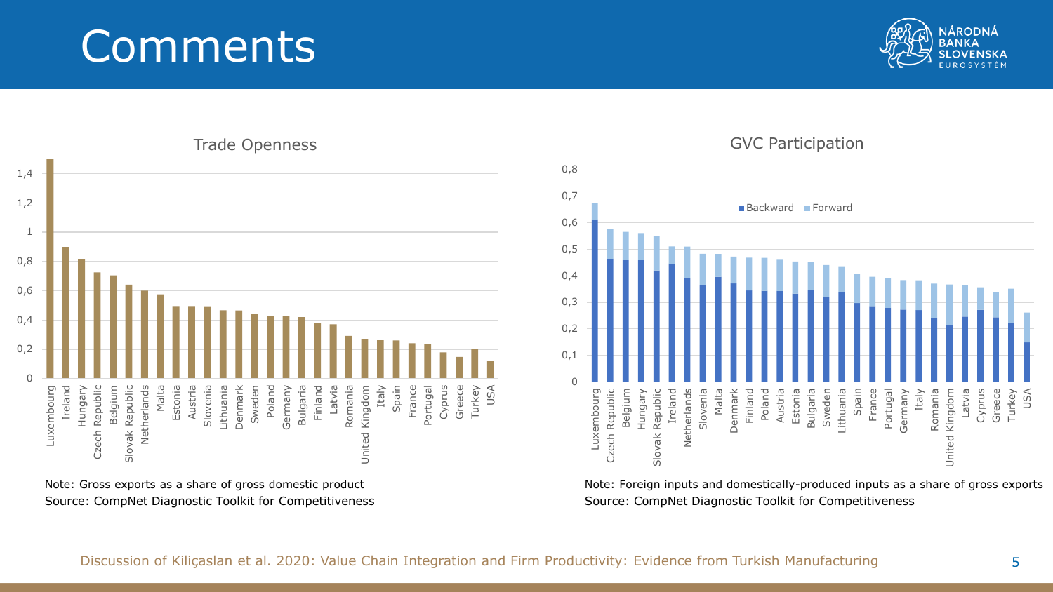# Comments

## Trade Openness

Note: Gross exports as a share of gross domestic product
Source: CompNet Diagnostic Toolkit for Competitiveness

## GVC Participation

Note: Foreign inputs and domestically-produced inputs as a share of gross exports
Source: CompNet Diagnostic Toolkit for Competitiveness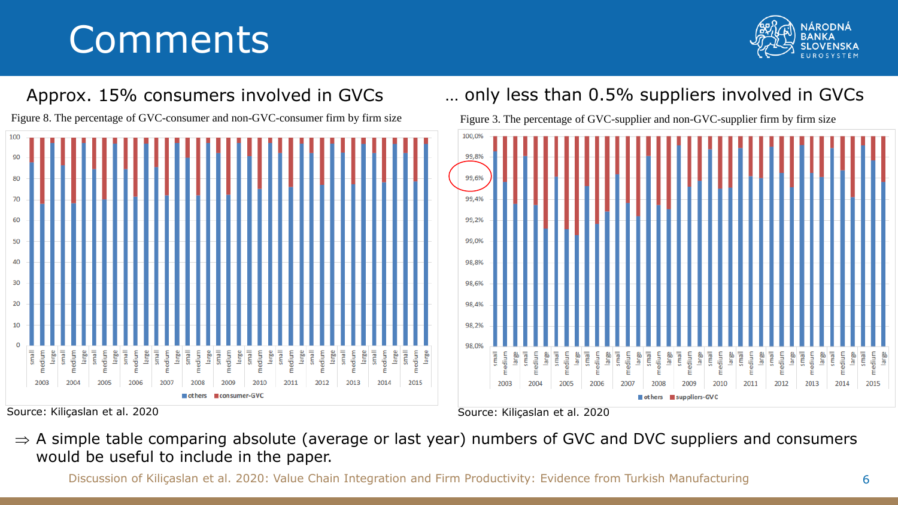# Comments

## Approx. 15% consumers involved in GVCs

Figure 8. The percentage of GVC-consumer and non-GVC-consumer firm by firm size

Source: Kiliçaslan et al. 2020

## … only less than 0.5% suppliers involved in GVCs

Figure 3. The percentage of GVC-supplier and non-GVC-supplier firm by firm size

Source: Kiliçaslan et al. 2020

⇒ A simple table comparing absolute (average or last year) numbers of GVC and DVC suppliers and consumers would be useful to include in the paper.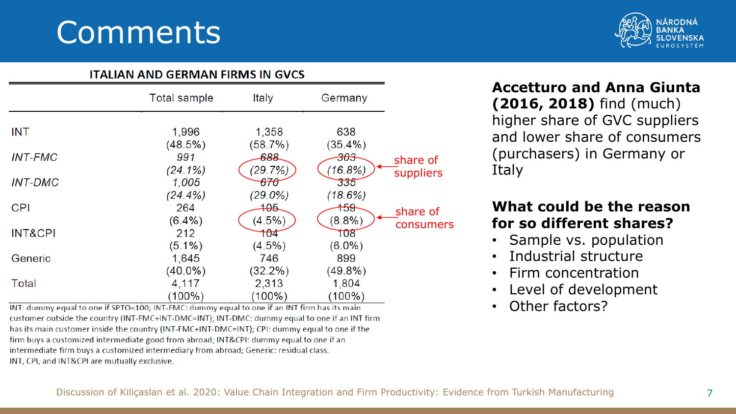# Comments

**ITALIAN AND GERMAN FIRMS IN GVCS**

| | Total sample | Italy | Germany | |
|---|---|---|---|---|
| INT | 1,996 | 1,358 | 638 | |
| | (48.5%) | (58.7%) | (35.4%) | |
| *INT-FMC* | *991* | *688* | *303* | |
| | *(24.1%)* | *(29.7%)* | *(16.8%)* | share of suppliers |
| *INT-DMC* | *1,005* | *670* | *335* | |
| | *(24.4%)* | *(29.0%)* | *(18.6%)* | |
| CPI | 264 | 105 | 159 | |
| | (6.4%) | (4.5%) | (8.8%) | share of consumers |
| INT&CPI | 212 | 104 | 108 | |
| | (5.1%) | (4.5%) | (6.0%) | |
| Generic | 1,645 | 746 | 899 | |
| | (40.0%) | (32.2%) | (49.8%) | |
| Total | 4,117 | 2,313 | 1,804 | |
| | (100%) | (100%) | (100%) | |

INT: dummy equal to one if SPTO=100; INT-FMC: dummy equal to one if an INT firm has its main customer outside the country (INT-FMC+INT-DMC=INT); INT-DMC: dummy equal to one if an INT firm has its main customer inside the country (INT-FMC+INT-DMC=INT); CPI: dummy equal to one if the firm buys a customized intermediate good from abroad; INT&CPI: dummy equal to one if an intermediate firm buys a customized intermediary from abroad; Generic: residual class. INT, CPI, and INT&CPI are mutually exclusive.

**Accetturo and Anna Giunta (2016, 2018)** find (much) higher share of GVC suppliers and lower share of consumers (purchasers) in Germany or Italy

**What could be the reason for so different shares?**

- Sample vs. population
- Industrial structure
- Firm concentration
- Level of development
- Other factors?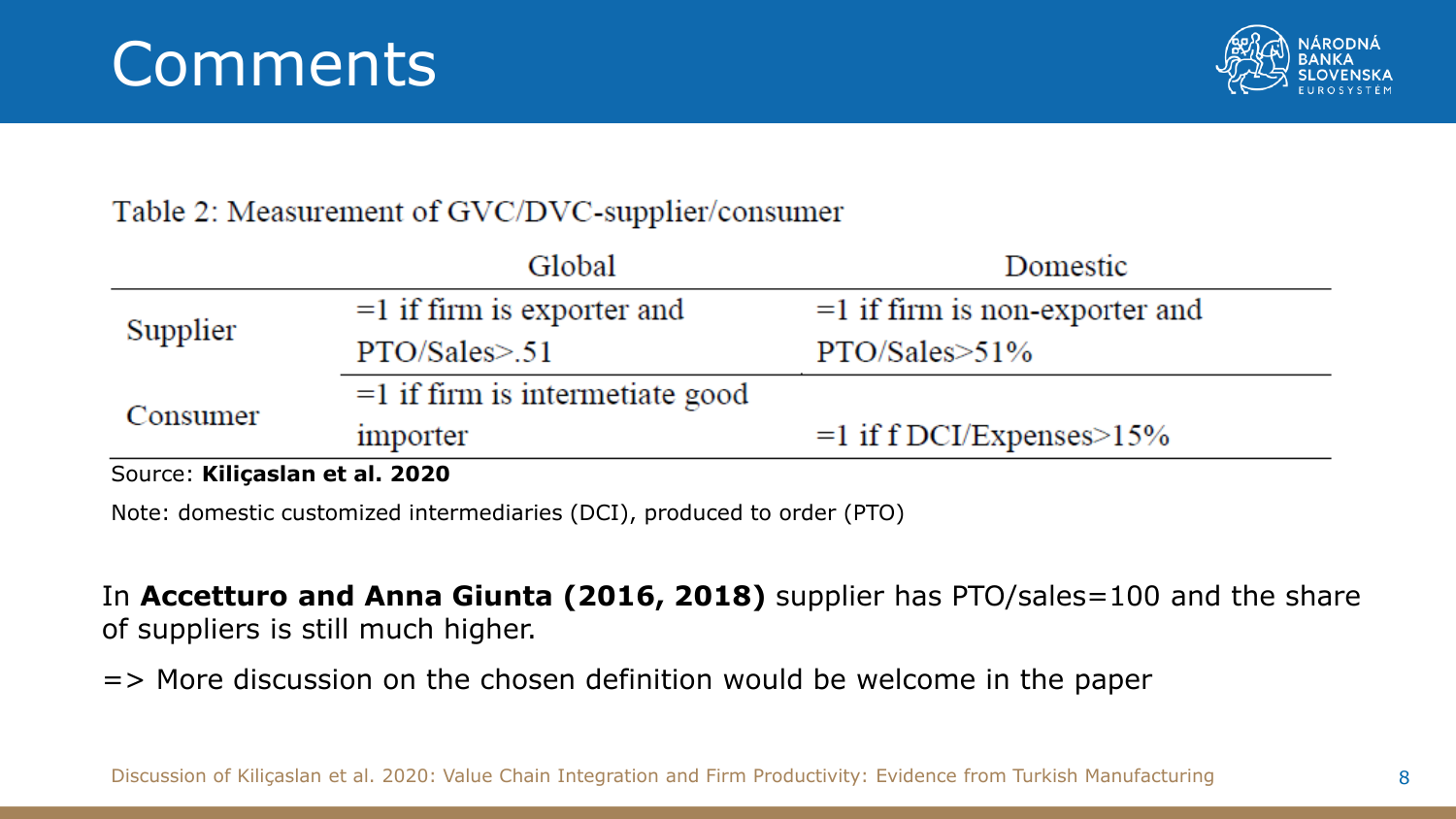# Comments

Table 2: Measurement of GVC/DVC-supplier/consumer

| | Global | Domestic |
|---|---|---|
| Supplier | =1 if firm is exporter and PTO/Sales>.51 | =1 if firm is non-exporter and PTO/Sales>51% |
| Consumer | =1 if firm is intermetiate good importer | =1 if f DCI/Expenses>15% |

Source: **Kiliçaslan et al. 2020**

Note: domestic customized intermediaries (DCI), produced to order (PTO)

In **Accetturo and Anna Giunta (2016, 2018)** supplier has PTO/sales=100 and the share of suppliers is still much higher.

=> More discussion on the chosen definition would be welcome in the paper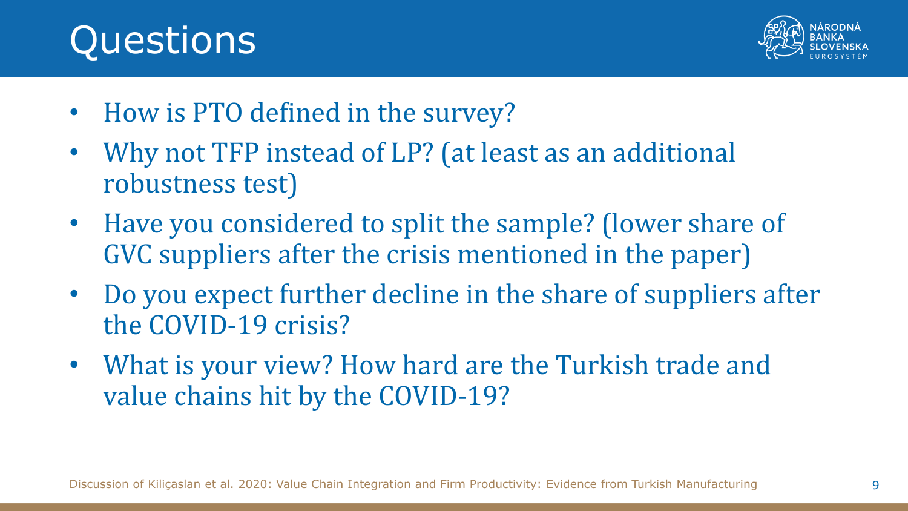# Questions

- How is PTO defined in the survey?
- Why not TFP instead of LP? (at least as an additional robustness test)
- Have you considered to split the sample? (lower share of GVC suppliers after the crisis mentioned in the paper)
- Do you expect further decline in the share of suppliers after the COVID-19 crisis?
- What is your view? How hard are the Turkish trade and value chains hit by the COVID-19?